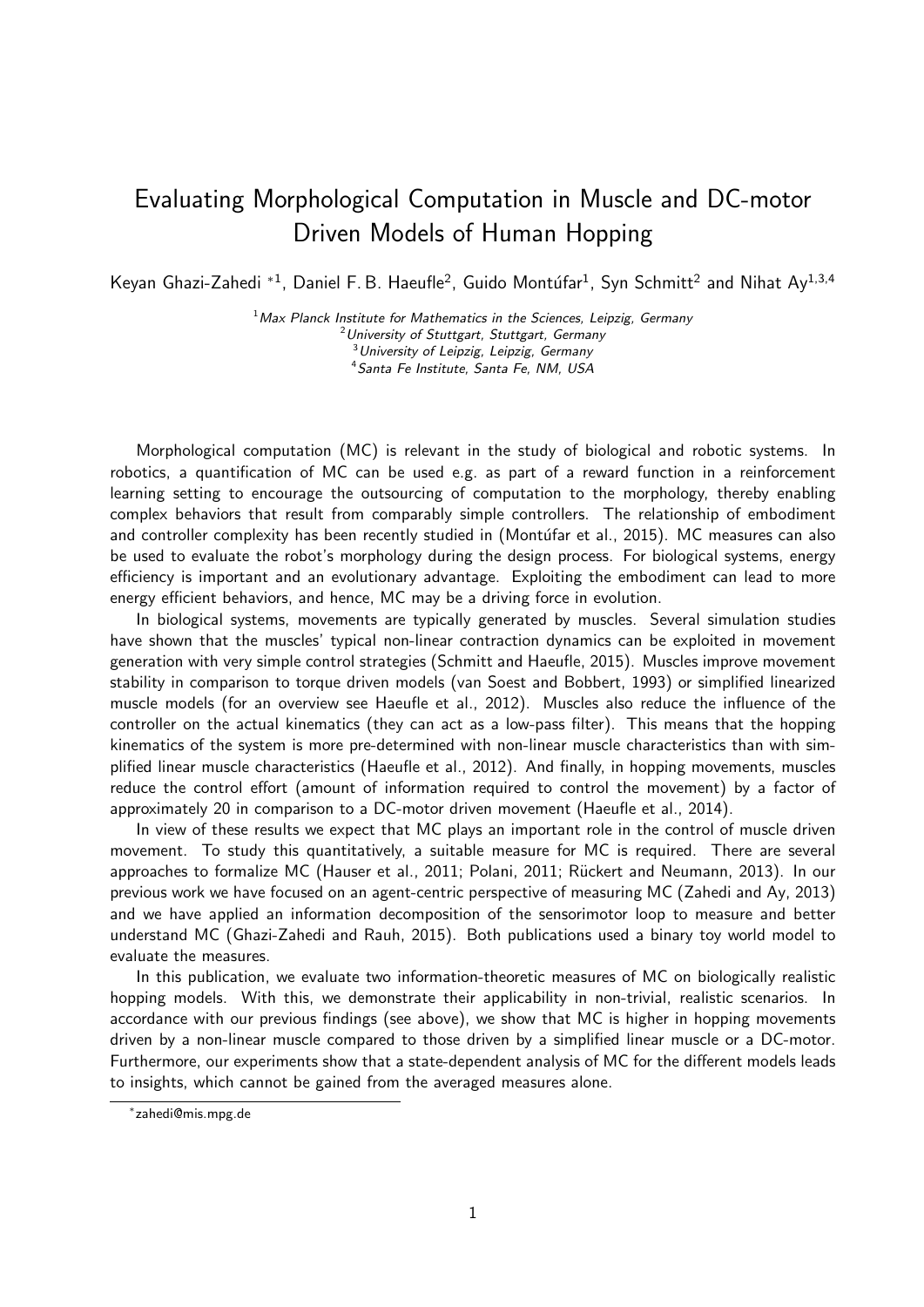# Evaluating Morphological Computation in Muscle and DC-motor Driven Models of Human Hopping

Keyan Ghazi-Zahedi *[1], Daniel F. B. Haeufle[2], Guido Montúfar[1], Syn Schmitt[2] and Nihat Ay[1,3,4]

[1] *Max Planck Institute for Mathematics in the Sciences, Leipzig, Germany*
[2] *University of Stuttgart, Stuttgart, Germany*
[3] *University of Leipzig, Leipzig, Germany*
[4] *Santa Fe Institute, Santa Fe, NM, USA*

Morphological computation (MC) is relevant in the study of biological and robotic systems. In robotics, a quantification of MC can be used e.g. as part of a reward function in a reinforcement learning setting to encourage the outsourcing of computation to the morphology, thereby enabling complex behaviors that result from comparably simple controllers. The relationship of embodiment and controller complexity has been recently studied in (Montúfar et al., 2015). MC measures can also be used to evaluate the robot's morphology during the design process. For biological systems, energy efficiency is important and an evolutionary advantage. Exploiting the embodiment can lead to more energy efficient behaviors, and hence, MC may be a driving force in evolution.

In biological systems, movements are typically generated by muscles. Several simulation studies have shown that the muscles' typical non-linear contraction dynamics can be exploited in movement generation with very simple control strategies (Schmitt and Haeufle, 2015). Muscles improve movement stability in comparison to torque driven models (van Soest and Bobbert, 1993) or simplified linearized muscle models (for an overview see Haeufle et al., 2012). Muscles also reduce the influence of the controller on the actual kinematics (they can act as a low-pass filter). This means that the hopping kinematics of the system is more pre-determined with non-linear muscle characteristics than with simplified linear muscle characteristics (Haeufle et al., 2012). And finally, in hopping movements, muscles reduce the control effort (amount of information required to control the movement) by a factor of approximately 20 in comparison to a DC-motor driven movement (Haeufle et al., 2014).

In view of these results we expect that MC plays an important role in the control of muscle driven movement. To study this quantitatively, a suitable measure for MC is required. There are several approaches to formalize MC (Hauser et al., 2011; Polani, 2011; Rückert and Neumann, 2013). In our previous work we have focused on an agent-centric perspective of measuring MC (Zahedi and Ay, 2013) and we have applied an information decomposition of the sensorimotor loop to measure and better understand MC (Ghazi-Zahedi and Rauh, 2015). Both publications used a binary toy world model to evaluate the measures.

In this publication, we evaluate two information-theoretic measures of MC on biologically realistic hopping models. With this, we demonstrate their applicability in non-trivial, realistic scenarios. In accordance with our previous findings (see above), we show that MC is higher in hopping movements driven by a non-linear muscle compared to those driven by a simplified linear muscle or a DC-motor. Furthermore, our experiments show that a state-dependent analysis of MC for the different models leads to insights, which cannot be gained from the averaged measures alone.

*zahedi@mis.mpg.de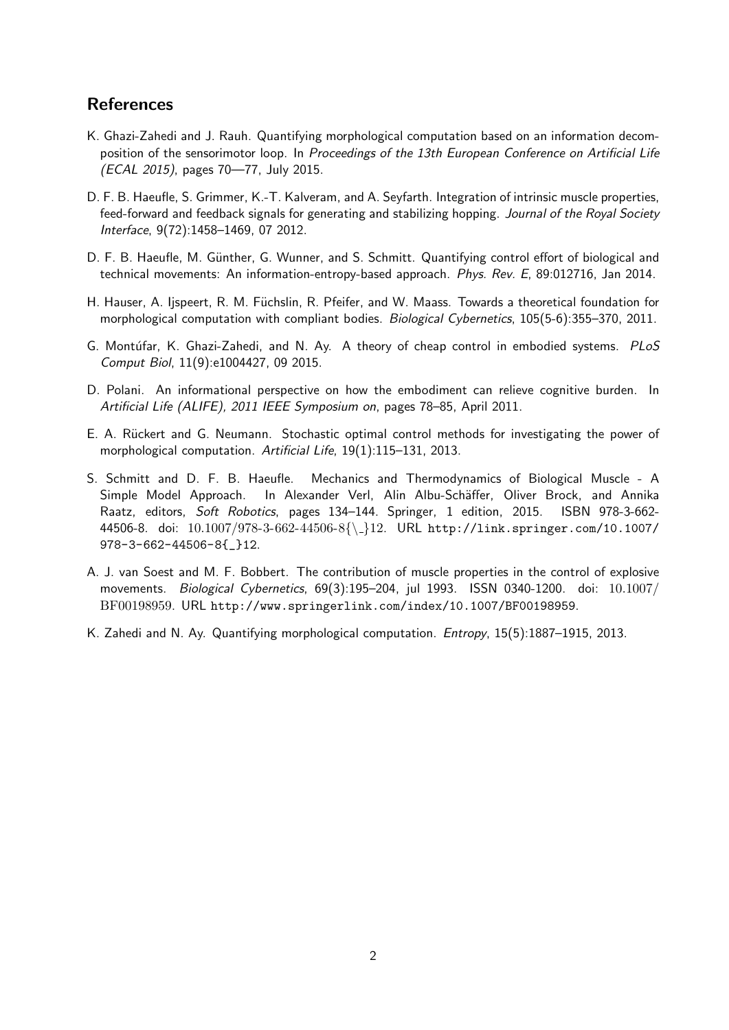## References

K. Ghazi-Zahedi and J. Rauh. Quantifying morphological computation based on an information decomposition of the sensorimotor loop. In *Proceedings of the 13th European Conference on Artificial Life (ECAL 2015)*, pages 70—77, July 2015.

D. F. B. Haeufle, S. Grimmer, K.-T. Kalveram, and A. Seyfarth. Integration of intrinsic muscle properties, feed-forward and feedback signals for generating and stabilizing hopping. *Journal of the Royal Society Interface*, 9(72):1458–1469, 07 2012.

D. F. B. Haeufle, M. Günther, G. Wunner, and S. Schmitt. Quantifying control effort of biological and technical movements: An information-entropy-based approach. *Phys. Rev. E*, 89:012716, Jan 2014.

H. Hauser, A. Ijspeert, R. M. Füchslin, R. Pfeifer, and W. Maass. Towards a theoretical foundation for morphological computation with compliant bodies. *Biological Cybernetics*, 105(5-6):355–370, 2011.

G. Montúfar, K. Ghazi-Zahedi, and N. Ay. A theory of cheap control in embodied systems. *PLoS Comput Biol*, 11(9):e1004427, 09 2015.

D. Polani. An informational perspective on how the embodiment can relieve cognitive burden. In *Artificial Life (ALIFE), 2011 IEEE Symposium on*, pages 78–85, April 2011.

E. A. Rückert and G. Neumann. Stochastic optimal control methods for investigating the power of morphological computation. *Artificial Life*, 19(1):115–131, 2013.

S. Schmitt and D. F. B. Haeufle. Mechanics and Thermodynamics of Biological Muscle - A Simple Model Approach. In Alexander Verl, Alin Albu-Schäffer, Oliver Brock, and Annika Raatz, editors, *Soft Robotics*, pages 134–144. Springer, 1 edition, 2015. ISBN 978-3-662-44506-8. doi: 10.1007/978-3-662-44506-8{\_}12. URL http://link.springer.com/10.1007/978-3-662-44506-8{_}12.

A. J. van Soest and M. F. Bobbert. The contribution of muscle properties in the control of explosive movements. *Biological Cybernetics*, 69(3):195–204, jul 1993. ISSN 0340-1200. doi: 10.1007/BF00198959. URL http://www.springerlink.com/index/10.1007/BF00198959.

K. Zahedi and N. Ay. Quantifying morphological computation. *Entropy*, 15(5):1887–1915, 2013.